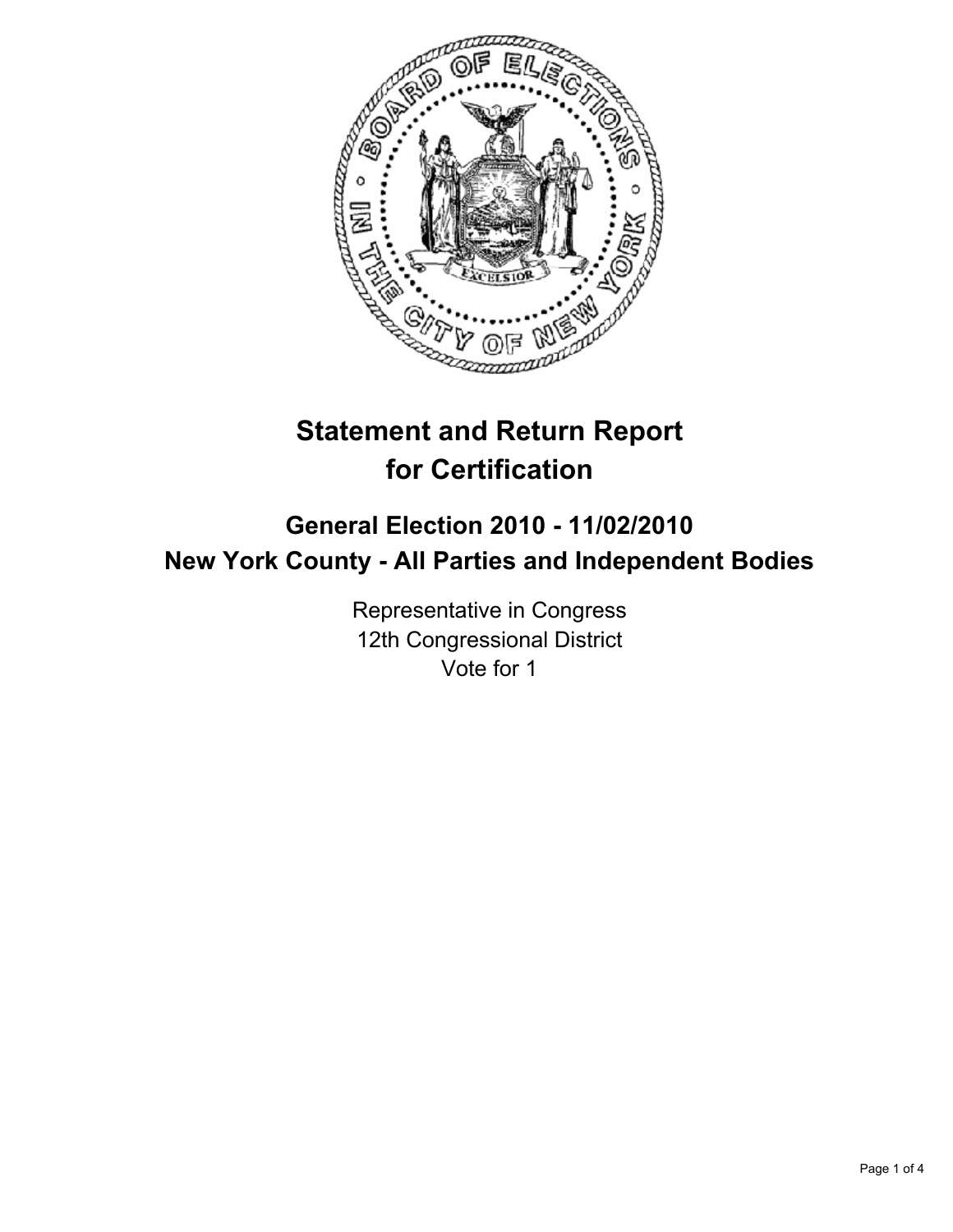# Statement and Return Report for Certification

## General Election 2010 - 11/02/2010
## New York County - All Parties and Independent Bodies

Representative in Congress
12th Congressional District
Vote for 1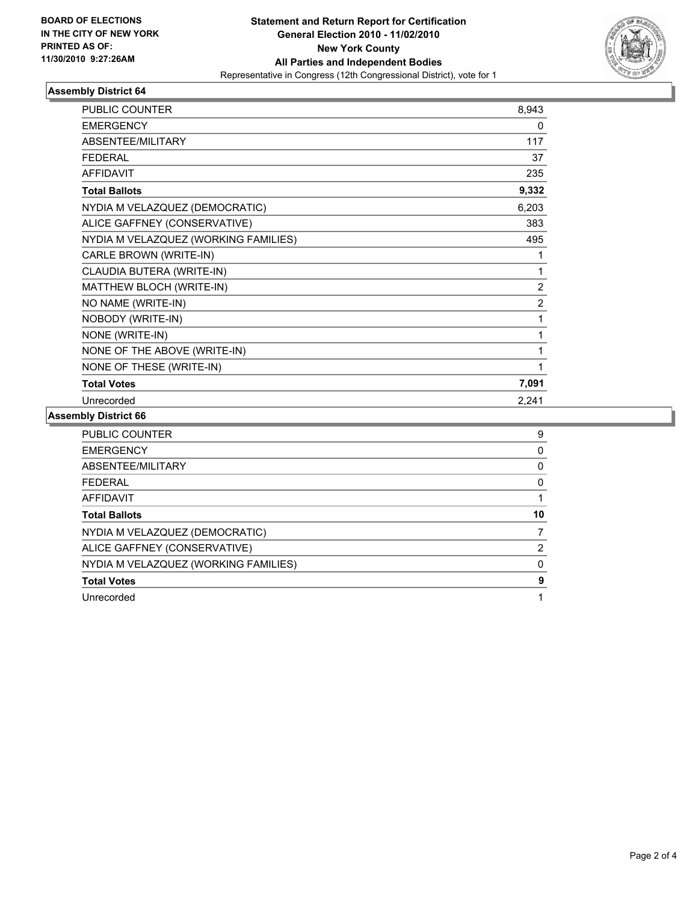**BOARD OF ELECTIONS IN THE CITY OF NEW YORK PRINTED AS OF: 11/30/2010 9:27:26AM**

**Statement and Return Report for Certification**
**General Election 2010 - 11/02/2010**
**New York County**
**All Parties and Independent Bodies**
Representative in Congress (12th Congressional District), vote for 1

### Assembly District 64

| | |
|---|---|
| PUBLIC COUNTER | 8,943 |
| EMERGENCY | 0 |
| ABSENTEE/MILITARY | 117 |
| FEDERAL | 37 |
| AFFIDAVIT | 235 |
| **Total Ballots** | **9,332** |
| NYDIA M VELAZQUEZ (DEMOCRATIC) | 6,203 |
| ALICE GAFFNEY (CONSERVATIVE) | 383 |
| NYDIA M VELAZQUEZ (WORKING FAMILIES) | 495 |
| CARLE BROWN (WRITE-IN) | 1 |
| CLAUDIA BUTERA (WRITE-IN) | 1 |
| MATTHEW BLOCH (WRITE-IN) | 2 |
| NO NAME (WRITE-IN) | 2 |
| NOBODY (WRITE-IN) | 1 |
| NONE (WRITE-IN) | 1 |
| NONE OF THE ABOVE (WRITE-IN) | 1 |
| NONE OF THESE (WRITE-IN) | 1 |
| **Total Votes** | **7,091** |
| Unrecorded | 2,241 |

### Assembly District 66

| | |
|---|---|
| PUBLIC COUNTER | 9 |
| EMERGENCY | 0 |
| ABSENTEE/MILITARY | 0 |
| FEDERAL | 0 |
| AFFIDAVIT | 1 |
| **Total Ballots** | **10** |
| NYDIA M VELAZQUEZ (DEMOCRATIC) | 7 |
| ALICE GAFFNEY (CONSERVATIVE) | 2 |
| NYDIA M VELAZQUEZ (WORKING FAMILIES) | 0 |
| **Total Votes** | **9** |
| Unrecorded | 1 |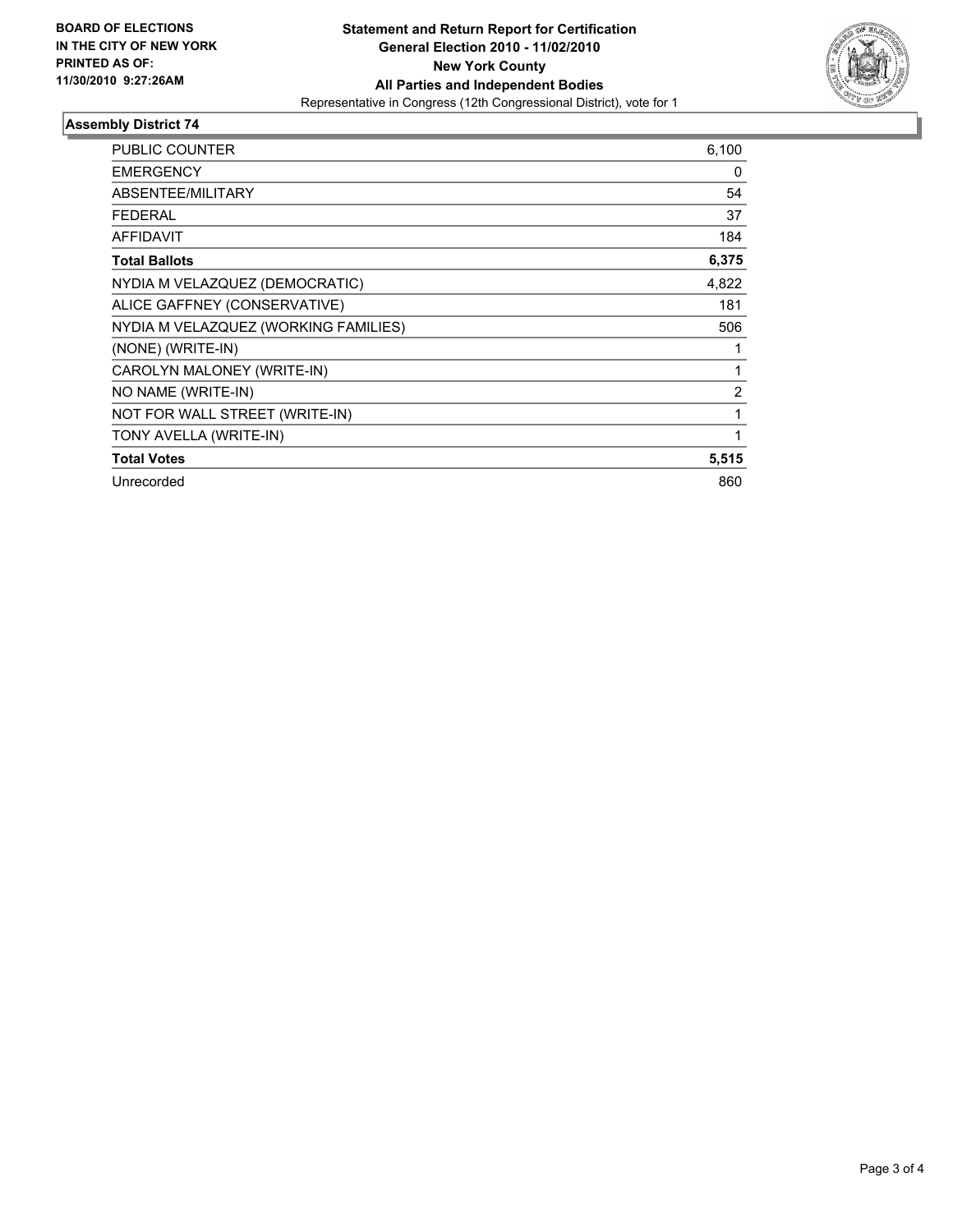**BOARD OF ELECTIONS IN THE CITY OF NEW YORK PRINTED AS OF: 11/30/2010 9:27:26AM**

**Statement and Return Report for Certification**
**General Election 2010 - 11/02/2010**
**New York County**
**All Parties and Independent Bodies**
Representative in Congress (12th Congressional District), vote for 1

## Assembly District 74

| | |
|---|---|
| PUBLIC COUNTER | 6,100 |
| EMERGENCY | 0 |
| ABSENTEE/MILITARY | 54 |
| FEDERAL | 37 |
| AFFIDAVIT | 184 |
| **Total Ballots** | **6,375** |
| NYDIA M VELAZQUEZ (DEMOCRATIC) | 4,822 |
| ALICE GAFFNEY (CONSERVATIVE) | 181 |
| NYDIA M VELAZQUEZ (WORKING FAMILIES) | 506 |
| (NONE) (WRITE-IN) | 1 |
| CAROLYN MALONEY (WRITE-IN) | 1 |
| NO NAME (WRITE-IN) | 2 |
| NOT FOR WALL STREET (WRITE-IN) | 1 |
| TONY AVELLA (WRITE-IN) | 1 |
| **Total Votes** | **5,515** |
| Unrecorded | 860 |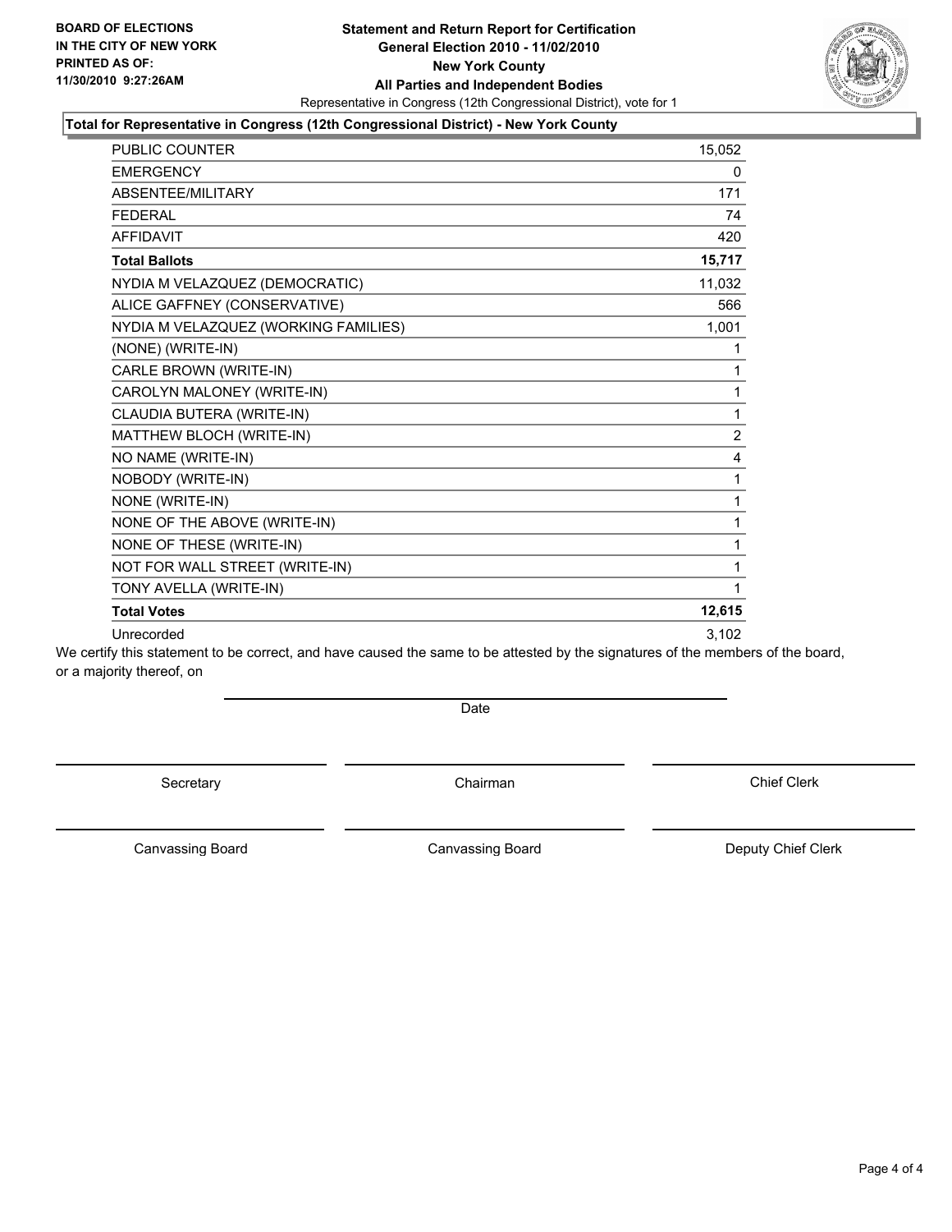**BOARD OF ELECTIONS IN THE CITY OF NEW YORK PRINTED AS OF: 11/30/2010 9:27:26AM**

**Statement and Return Report for Certification General Election 2010 - 11/02/2010 New York County All Parties and Independent Bodies**

Representative in Congress (12th Congressional District), vote for 1

**Total for Representative in Congress (12th Congressional District) - New York County**

| | |
|---|---|
| PUBLIC COUNTER | 15,052 |
| EMERGENCY | 0 |
| ABSENTEE/MILITARY | 171 |
| FEDERAL | 74 |
| AFFIDAVIT | 420 |
| **Total Ballots** | **15,717** |
| NYDIA M VELAZQUEZ (DEMOCRATIC) | 11,032 |
| ALICE GAFFNEY (CONSERVATIVE) | 566 |
| NYDIA M VELAZQUEZ (WORKING FAMILIES) | 1,001 |
| (NONE) (WRITE-IN) | 1 |
| CARLE BROWN (WRITE-IN) | 1 |
| CAROLYN MALONEY (WRITE-IN) | 1 |
| CLAUDIA BUTERA (WRITE-IN) | 1 |
| MATTHEW BLOCH (WRITE-IN) | 2 |
| NO NAME (WRITE-IN) | 4 |
| NOBODY (WRITE-IN) | 1 |
| NONE (WRITE-IN) | 1 |
| NONE OF THE ABOVE (WRITE-IN) | 1 |
| NONE OF THESE (WRITE-IN) | 1 |
| NOT FOR WALL STREET (WRITE-IN) | 1 |
| TONY AVELLA (WRITE-IN) | 1 |
| **Total Votes** | **12,615** |
| Unrecorded | 3,102 |

We certify this statement to be correct, and have caused the same to be attested by the signatures of the members of the board, or a majority thereof, on

Date

Secretary　　Chairman　　Chief Clerk

Canvassing Board　　Canvassing Board　　Deputy Chief Clerk